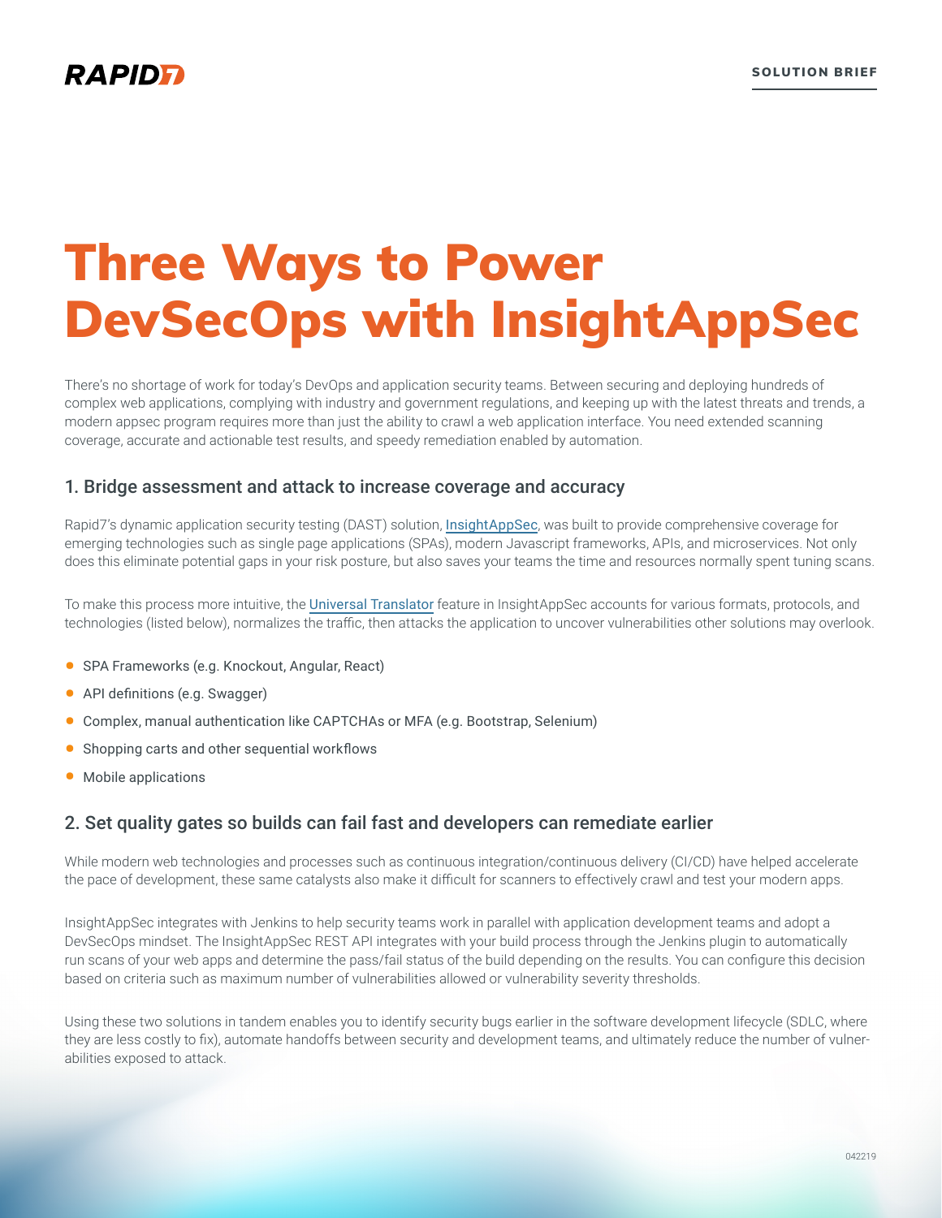# Three Ways to Power DevSecOps with InsightAppSec

There's no shortage of work for today's DevOps and application security teams. Between securing and deploying hundreds of complex web applications, complying with industry and government regulations, and keeping up with the latest threats and trends, a modern appsec program requires more than just the ability to crawl a web application interface. You need extended scanning coverage, accurate and actionable test results, and speedy remediation enabled by automation.

## 1. Bridge assessment and attack to increase coverage and accuracy

Rapid7's dynamic application security testing (DAST) solution, InsightAppSec, was built to provide comprehensive coverage for emerging technologies such as single page applications (SPAs), modern Javascript frameworks, APIs, and microservices. Not only does this eliminate potential gaps in your risk posture, but also saves your teams the time and resources normally spent tuning scans.

To make this process more intuitive, the Universal Translator feature in InsightAppSec accounts for various formats, protocols, and technologies (listed below), normalizes the traffic, then attacks the application to uncover vulnerabilities other solutions may overlook.

- SPA Frameworks (e.g. Knockout, Angular, React)
- API definitions (e.g. Swagger)
- Complex, manual authentication like CAPTCHAs or MFA (e.g. Bootstrap, Selenium)
- Shopping carts and other sequential workflows
- Mobile applications

## 2. Set quality gates so builds can fail fast and developers can remediate earlier

While modern web technologies and processes such as continuous integration/continuous delivery (CI/CD) have helped accelerate the pace of development, these same catalysts also make it difficult for scanners to effectively crawl and test your modern apps.

InsightAppSec integrates with Jenkins to help security teams work in parallel with application development teams and adopt a DevSecOps mindset. The InsightAppSec REST API integrates with your build process through the Jenkins plugin to automatically run scans of your web apps and determine the pass/fail status of the build depending on the results. You can configure this decision based on criteria such as maximum number of vulnerabilities allowed or vulnerability severity thresholds.

Using these two solutions in tandem enables you to identify security bugs earlier in the software development lifecycle (SDLC, where they are less costly to fix), automate handoffs between security and development teams, and ultimately reduce the number of vulnerabilities exposed to attack.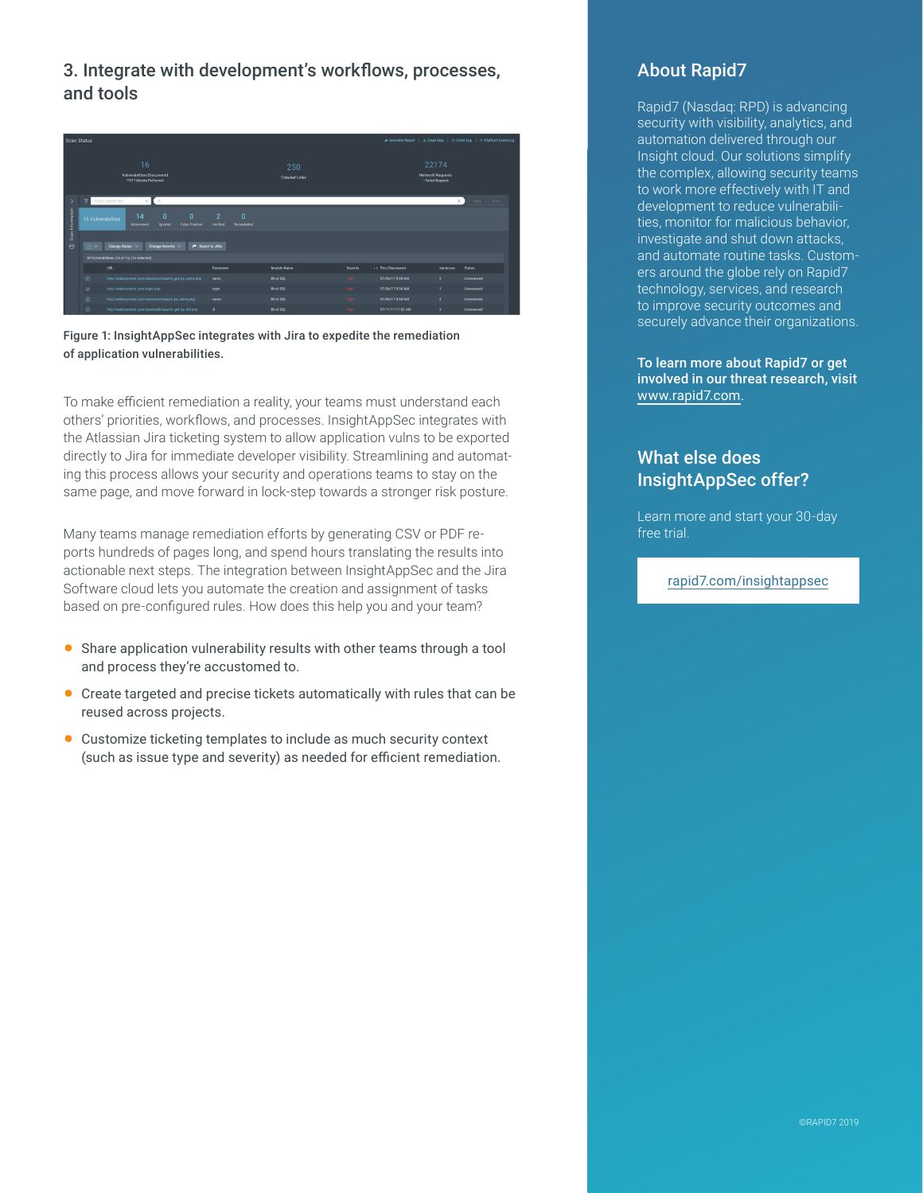## 3. Integrate with development's workflows, processes, and tools

Figure 1: InsightAppSec integrates with Jira to expedite the remediation of application vulnerabilities.

To make efficient remediation a reality, your teams must understand each others' priorities, workflows, and processes. InsightAppSec integrates with the Atlassian Jira ticketing system to allow application vulns to be exported directly to Jira for immediate developer visibility. Streamlining and automating this process allows your security and operations teams to stay on the same page, and move forward in lock-step towards a stronger risk posture.

Many teams manage remediation efforts by generating CSV or PDF reports hundreds of pages long, and spend hours translating the results into actionable next steps. The integration between InsightAppSec and the Jira Software cloud lets you automate the creation and assignment of tasks based on pre-configured rules. How does this help you and your team?

- Share application vulnerability results with other teams through a tool and process they're accustomed to.
- Create targeted and precise tickets automatically with rules that can be reused across projects.
- Customize ticketing templates to include as much security context (such as issue type and severity) as needed for efficient remediation.

## About Rapid7

Rapid7 (Nasdaq: RPD) is advancing security with visibility, analytics, and automation delivered through our Insight cloud. Our solutions simplify the complex, allowing security teams to work more effectively with IT and development to reduce vulnerabilities, monitor for malicious behavior, investigate and shut down attacks, and automate routine tasks. Customers around the globe rely on Rapid7 technology, services, and research to improve security outcomes and securely advance their organizations.

**To learn more about Rapid7 or get involved in our threat research, visit www.rapid7.com.**

## What else does InsightAppSec offer?

Learn more and start your 30-day free trial.

rapid7.com/insightappsec

©RAPID7 2019